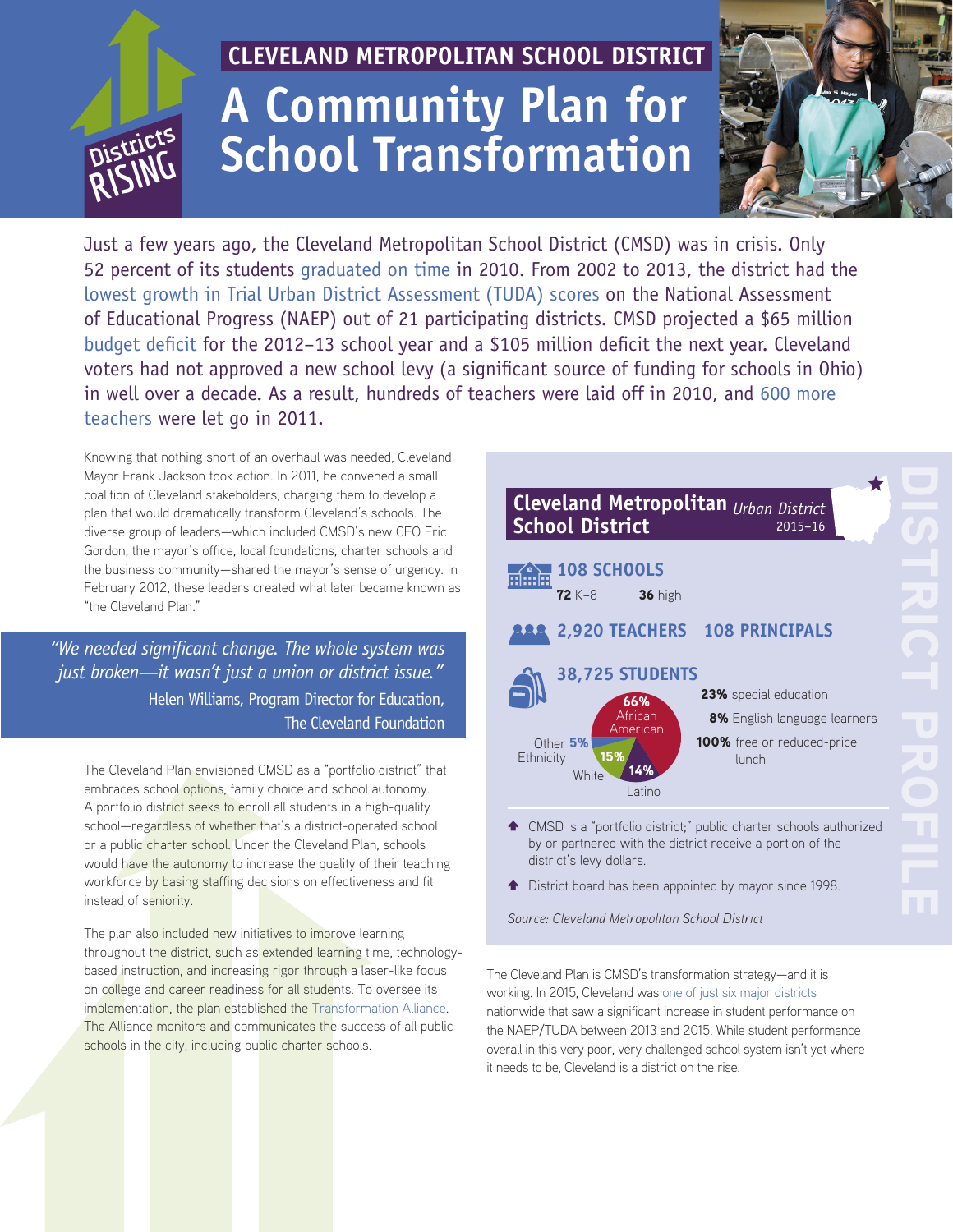Districts RISING

**CLEVELAND METROPOLITAN SCHOOL DISTRICT**

# A Community Plan for School Transformation

Just a few years ago, the Cleveland Metropolitan School District (CMSD) was in crisis. Only 52 percent of its students graduated on time in 2010. From 2002 to 2013, the district had the lowest growth in Trial Urban District Assessment (TUDA) scores on the National Assessment of Educational Progress (NAEP) out of 21 participating districts. CMSD projected a $65 million budget deficit for the 2012–13 school year and a $105 million deficit the next year. Cleveland voters had not approved a new school levy (a significant source of funding for schools in Ohio) in well over a decade. As a result, hundreds of teachers were laid off in 2010, and 600 more teachers were let go in 2011.

Knowing that nothing short of an overhaul was needed, Cleveland Mayor Frank Jackson took action. In 2011, he convened a small coalition of Cleveland stakeholders, charging them to develop a plan that would dramatically transform Cleveland's schools. The diverse group of leaders—which included CMSD's new CEO Eric Gordon, the mayor's office, local foundations, charter schools and the business community—shared the mayor's sense of urgency. In February 2012, these leaders created what later became known as "the Cleveland Plan."

> *"We needed significant change. The whole system was just broken—it wasn't just a union or district issue."*
> Helen Williams, Program Director for Education, The Cleveland Foundation

The Cleveland Plan envisioned CMSD as a "portfolio district" that embraces school options, family choice and school autonomy. A portfolio district seeks to enroll all students in a high-quality school—regardless of whether that's a district-operated school or a public charter school. Under the Cleveland Plan, schools would have the autonomy to increase the quality of their teaching workforce by basing staffing decisions on effectiveness and fit instead of seniority.

The plan also included new initiatives to improve learning throughout the district, such as extended learning time, technology-based instruction, and increasing rigor through a laser-like focus on college and career readiness for all students. To oversee its implementation, the plan established the Transformation Alliance. The Alliance monitors and communicates the success of all public schools in the city, including public charter schools.

## DISTRICT PROFILE

### Cleveland Metropolitan School District
*Urban District* 2015–16

**108 SCHOOLS**
**72** K–8 **36** high

**2,920 TEACHERS** **108 PRINCIPALS**

**38,725 STUDENTS**

- **66%** African American
- **14%** Latino
- **15%** White
- **5%** Other Ethnicity

**23%** special education
**8%** English language learners
**100%** free or reduced-price lunch

- CMSD is a "portfolio district;" public charter schools authorized by or partnered with the district receive a portion of the district's levy dollars.
- District board has been appointed by mayor since 1998.

*Source: Cleveland Metropolitan School District*

The Cleveland Plan is CMSD's transformation strategy—and it is working. In 2015, Cleveland was one of just six major districts nationwide that saw a significant increase in student performance on the NAEP/TUDA between 2013 and 2015. While student performance overall in this very poor, very challenged school system isn't yet where it needs to be, Cleveland is a district on the rise.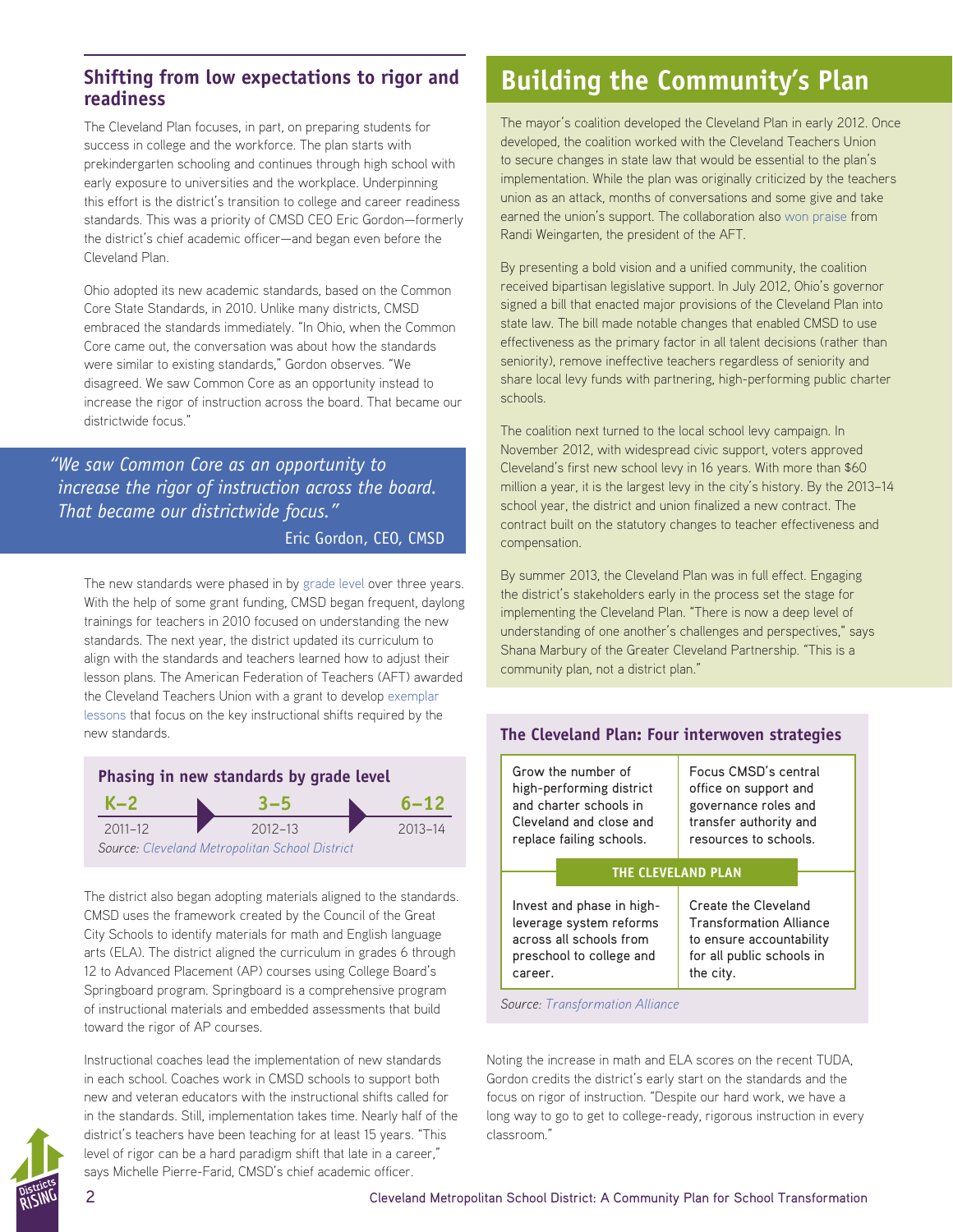## Shifting from low expectations to rigor and readiness

The Cleveland Plan focuses, in part, on preparing students for success in college and the workforce. The plan starts with prekindergarten schooling and continues through high school with early exposure to universities and the workplace. Underpinning this effort is the district's transition to college and career readiness standards. This was a priority of CMSD CEO Eric Gordon—formerly the district's chief academic officer—and began even before the Cleveland Plan.

Ohio adopted its new academic standards, based on the Common Core State Standards, in 2010. Unlike many districts, CMSD embraced the standards immediately. "In Ohio, when the Common Core came out, the conversation was about how the standards were similar to existing standards," Gordon observes. "We disagreed. We saw Common Core as an opportunity instead to increase the rigor of instruction across the board. That became our districtwide focus."

> *"We saw Common Core as an opportunity to increase the rigor of instruction across the board. That became our districtwide focus."*
>
> Eric Gordon, CEO, CMSD

The new standards were phased in by grade level over three years. With the help of some grant funding, CMSD began frequent, daylong trainings for teachers in 2010 focused on understanding the new standards. The next year, the district updated its curriculum to align with the standards and teachers learned how to adjust their lesson plans. The American Federation of Teachers (AFT) awarded the Cleveland Teachers Union with a grant to develop exemplar lessons that focus on the key instructional shifts required by the new standards.

**Phasing in new standards by grade level**

| K–2 | 3–5 | 6–12 |
|---|---|---|
| 2011–12 | 2012–13 | 2013–14 |

*Source: Cleveland Metropolitan School District*

The district also began adopting materials aligned to the standards. CMSD uses the framework created by the Council of the Great City Schools to identify materials for math and English language arts (ELA). The district aligned the curriculum in grades 6 through 12 to Advanced Placement (AP) courses using College Board's Springboard program. Springboard is a comprehensive program of instructional materials and embedded assessments that build toward the rigor of AP courses.

Instructional coaches lead the implementation of new standards in each school. Coaches work in CMSD schools to support both new and veteran educators with the instructional shifts called for in the standards. Still, implementation takes time. Nearly half of the district's teachers have been teaching for at least 15 years. "This level of rigor can be a hard paradigm shift that late in a career," says Michelle Pierre-Farid, CMSD's chief academic officer.

# Building the Community's Plan

The mayor's coalition developed the Cleveland Plan in early 2012. Once developed, the coalition worked with the Cleveland Teachers Union to secure changes in state law that would be essential to the plan's implementation. While the plan was originally criticized by the teachers union as an attack, months of conversations and some give and take earned the union's support. The collaboration also won praise from Randi Weingarten, the president of the AFT.

By presenting a bold vision and a unified community, the coalition received bipartisan legislative support. In July 2012, Ohio's governor signed a bill that enacted major provisions of the Cleveland Plan into state law. The bill made notable changes that enabled CMSD to use effectiveness as the primary factor in all talent decisions (rather than seniority), remove ineffective teachers regardless of seniority and share local levy funds with partnering, high-performing public charter schools.

The coalition next turned to the local school levy campaign. In November 2012, with widespread civic support, voters approved Cleveland's first new school levy in 16 years. With more than $60 million a year, it is the largest levy in the city's history. By the 2013–14 school year, the district and union finalized a new contract. The contract built on the statutory changes to teacher effectiveness and compensation.

By summer 2013, the Cleveland Plan was in full effect. Engaging the district's stakeholders early in the process set the stage for implementing the Cleveland Plan. "There is now a deep level of understanding of one another's challenges and perspectives," says Shana Marbury of the Greater Cleveland Partnership. "This is a community plan, not a district plan."

**The Cleveland Plan: Four interwoven strategies**

**THE CLEVELAND PLAN**

| | |
|---|---|
| Grow the number of high-performing district and charter schools in Cleveland and close and replace failing schools. | Focus CMSD's central office on support and governance roles and transfer authority and resources to schools. |
| Invest and phase in high-leverage system reforms across all schools from preschool to college and career. | Create the Cleveland Transformation Alliance to ensure accountability for all public schools in the city. |

*Source: Transformation Alliance*

Noting the increase in math and ELA scores on the recent TUDA, Gordon credits the district's early start on the standards and the focus on rigor of instruction. "Despite our hard work, we have a long way to go to get to college-ready, rigorous instruction in every classroom."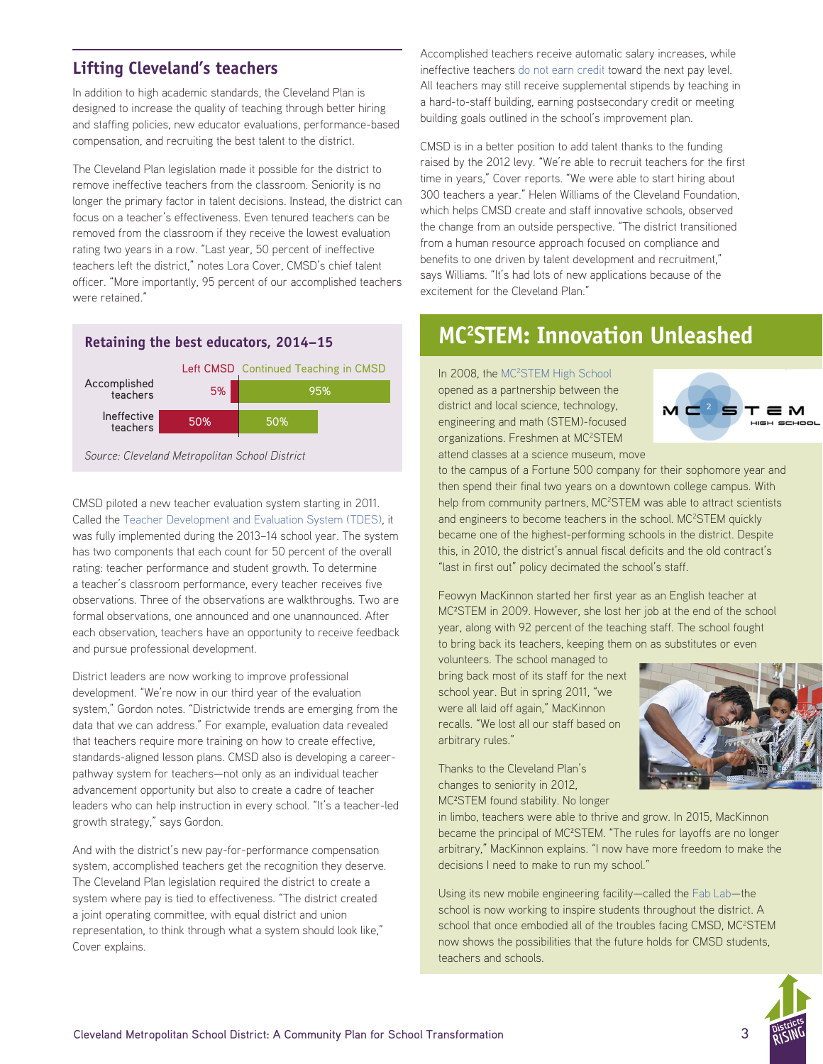## Lifting Cleveland's teachers

In addition to high academic standards, the Cleveland Plan is designed to increase the quality of teaching through better hiring and staffing policies, new educator evaluations, performance-based compensation, and recruiting the best talent to the district.

The Cleveland Plan legislation made it possible for the district to remove ineffective teachers from the classroom. Seniority is no longer the primary factor in talent decisions. Instead, the district can focus on a teacher's effectiveness. Even tenured teachers can be removed from the classroom if they receive the lowest evaluation rating two years in a row. "Last year, 50 percent of ineffective teachers left the district," notes Lora Cover, CMSD's chief talent officer. "More importantly, 95 percent of our accomplished teachers were retained."

### Retaining the best educators, 2014–15

| | Left CMSD | Continued Teaching in CMSD |
|---|---|---|
| Accomplished teachers | 5% | 95% |
| Ineffective teachers | 50% | 50% |

*Source: Cleveland Metropolitan School District*

CMSD piloted a new teacher evaluation system starting in 2011. Called the Teacher Development and Evaluation System (TDES), it was fully implemented during the 2013–14 school year. The system has two components that each count for 50 percent of the overall rating: teacher performance and student growth. To determine a teacher's classroom performance, every teacher receives five observations. Three of the observations are walkthroughs. Two are formal observations, one announced and one unannounced. After each observation, teachers have an opportunity to receive feedback and pursue professional development.

District leaders are now working to improve professional development. "We're now in our third year of the evaluation system," Gordon notes. "Districtwide trends are emerging from the data that we can address." For example, evaluation data revealed that teachers require more training on how to create effective, standards-aligned lesson plans. CMSD also is developing a career-pathway system for teachers—not only as an individual teacher advancement opportunity but also to create a cadre of teacher leaders who can help instruction in every school. "It's a teacher-led growth strategy," says Gordon.

And with the district's new pay-for-performance compensation system, accomplished teachers get the recognition they deserve. The Cleveland Plan legislation required the district to create a system where pay is tied to effectiveness. "The district created a joint operating committee, with equal district and union representation, to think through what a system should look like," Cover explains.

Accomplished teachers receive automatic salary increases, while ineffective teachers do not earn credit toward the next pay level. All teachers may still receive supplemental stipends by teaching in a hard-to-staff building, earning postsecondary credit or meeting building goals outlined in the school's improvement plan.

CMSD is in a better position to add talent thanks to the funding raised by the 2012 levy. "We're able to recruit teachers for the first time in years," Cover reports. "We were able to start hiring about 300 teachers a year." Helen Williams of the Cleveland Foundation, which helps CMSD create and staff innovative schools, observed the change from an outside perspective. "The district transitioned from a human resource approach focused on compliance and benefits to one driven by talent development and recruitment," says Williams. "It's had lots of new applications because of the excitement for the Cleveland Plan."

## MC²STEM: Innovation Unleashed

In 2008, the MC²STEM High School opened as a partnership between the district and local science, technology, engineering and math (STEM)-focused organizations. Freshmen at MC²STEM attend classes at a science museum, move to the campus of a Fortune 500 company for their sophomore year and then spend their final two years on a downtown college campus. With help from community partners, MC²STEM was able to attract scientists and engineers to become teachers in the school. MC²STEM quickly became one of the highest-performing schools in the district. Despite this, in 2010, the district's annual fiscal deficits and the old contract's "last in first out" policy decimated the school's staff.

Feowyn MacKinnon started her first year as an English teacher at MC²STEM in 2009. However, she lost her job at the end of the school year, along with 92 percent of the teaching staff. The school fought to bring back its teachers, keeping them on as substitutes or even volunteers. The school managed to bring back most of its staff for the next school year. But in spring 2011, "we were all laid off again," MacKinnon recalls. "We lost all our staff based on arbitrary rules."

Thanks to the Cleveland Plan's changes to seniority in 2012, MC²STEM found stability. No longer in limbo, teachers were able to thrive and grow. In 2015, MacKinnon became the principal of MC²STEM. "The rules for layoffs are no longer arbitrary," MacKinnon explains. "I now have more freedom to make the decisions I need to make to run my school."

Using its new mobile engineering facility—called the Fab Lab—the school is now working to inspire students throughout the district. A school that once embodied all of the troubles facing CMSD, MC²STEM now shows the possibilities that the future holds for CMSD students, teachers and schools.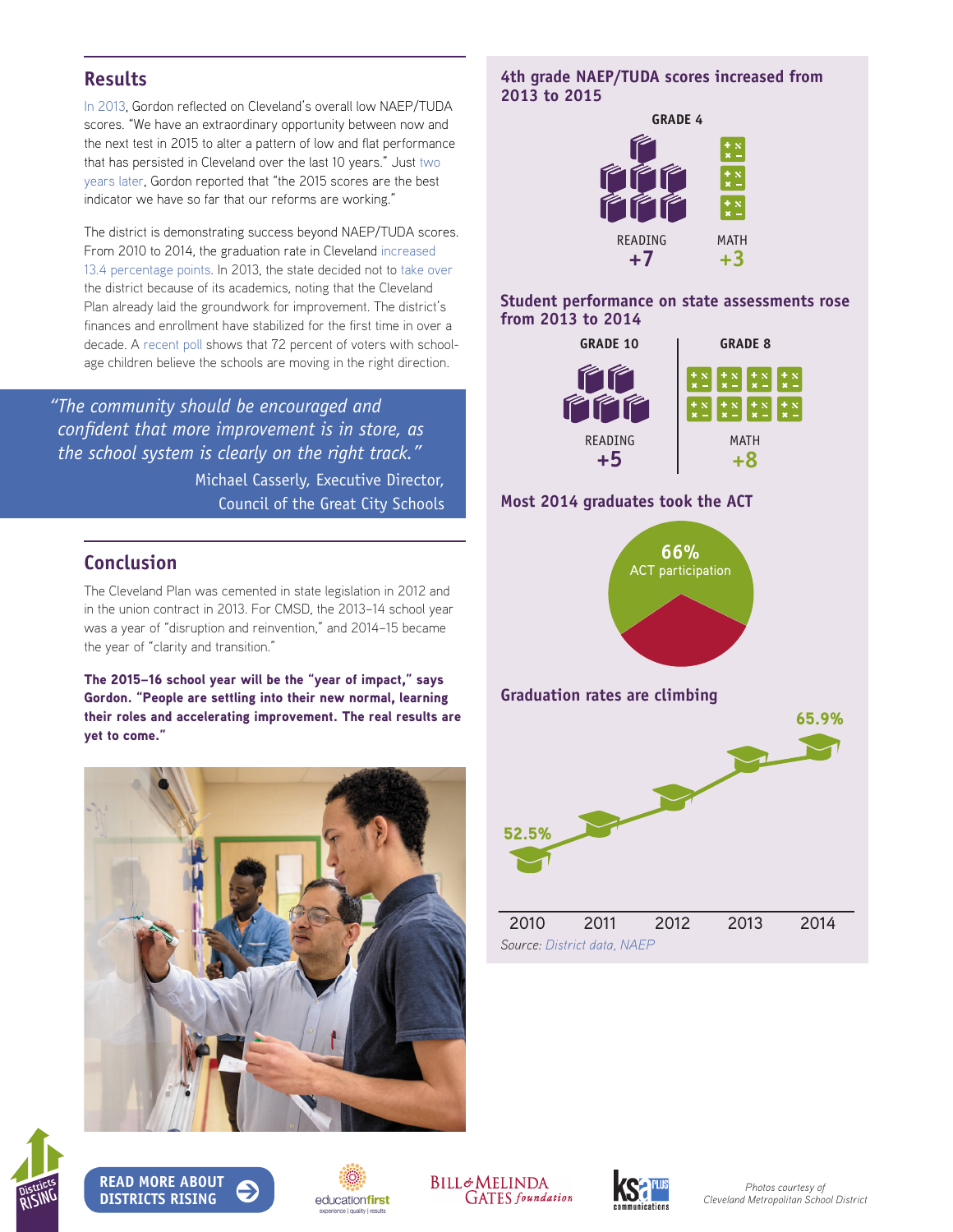## Results

In 2013, Gordon reflected on Cleveland's overall low NAEP/TUDA scores. "We have an extraordinary opportunity between now and the next test in 2015 to alter a pattern of low and flat performance that has persisted in Cleveland over the last 10 years." Just two years later, Gordon reported that "the 2015 scores are the best indicator we have so far that our reforms are working."

The district is demonstrating success beyond NAEP/TUDA scores. From 2010 to 2014, the graduation rate in Cleveland increased 13.4 percentage points. In 2013, the state decided not to take over the district because of its academics, noting that the Cleveland Plan already laid the groundwork for improvement. The district's finances and enrollment have stabilized for the first time in over a decade. A recent poll shows that 72 percent of voters with school-age children believe the schools are moving in the right direction.

> *"The community should be encouraged and confident that more improvement is in store, as the school system is clearly on the right track."*
>
> Michael Casserly, Executive Director, Council of the Great City Schools

## Conclusion

The Cleveland Plan was cemented in state legislation in 2012 and in the union contract in 2013. For CMSD, the 2013–14 school year was a year of "disruption and reinvention," and 2014–15 became the year of "clarity and transition."

**The 2015–16 school year will be the "year of impact," says Gordon. "People are settling into their new normal, learning their roles and accelerating improvement. The real results are yet to come."**

### 4th grade NAEP/TUDA scores increased from 2013 to 2015

GRADE 4

READING +7

MATH +3

### Student performance on state assessments rose from 2013 to 2014

GRADE 10

READING +5

GRADE 8

MATH +8

### Most 2014 graduates took the ACT

66% ACT participation

### Graduation rates are climbing

52.5%

65.9%

2010 2011 2012 2013 2014

Source: District data, NAEP

READ MORE ABOUT DISTRICTS RISING

Photos courtesy of Cleveland Metropolitan School District